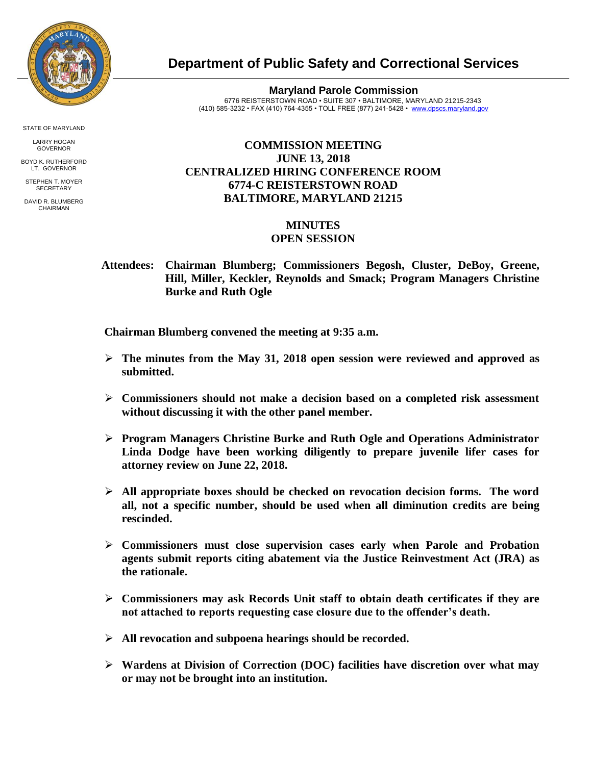# Department of Public Safety and Correctional Services

**Maryland Parole Commission**
6776 REISTERSTOWN ROAD • SUITE 307 • BALTIMORE, MARYLAND 21215-2343
(410) 585-3232 • FAX (410) 764-4355 • TOLL FREE (877) 241-5428 • www.dpscs.maryland.gov

STATE OF MARYLAND

LARRY HOGAN
GOVERNOR

BOYD K. RUTHERFORD
LT. GOVERNOR

STEPHEN T. MOYER
SECRETARY

DAVID R. BLUMBERG
CHAIRMAN

## COMMISSION MEETING
## JUNE 13, 2018
## CENTRALIZED HIRING CONFERENCE ROOM
## 6774-C REISTERSTOWN ROAD
## BALTIMORE, MARYLAND 21215

## MINUTES
## OPEN SESSION

**Attendees: Chairman Blumberg; Commissioners Begosh, Cluster, DeBoy, Greene, Hill, Miller, Keckler, Reynolds and Smack; Program Managers Christine Burke and Ruth Ogle**

**Chairman Blumberg convened the meeting at 9:35 a.m.**

- **The minutes from the May 31, 2018 open session were reviewed and approved as submitted.**
- **Commissioners should not make a decision based on a completed risk assessment without discussing it with the other panel member.**
- **Program Managers Christine Burke and Ruth Ogle and Operations Administrator Linda Dodge have been working diligently to prepare juvenile lifer cases for attorney review on June 22, 2018.**
- **All appropriate boxes should be checked on revocation decision forms. The word all, not a specific number, should be used when all diminution credits are being rescinded.**
- **Commissioners must close supervision cases early when Parole and Probation agents submit reports citing abatement via the Justice Reinvestment Act (JRA) as the rationale.**
- **Commissioners may ask Records Unit staff to obtain death certificates if they are not attached to reports requesting case closure due to the offender's death.**
- **All revocation and subpoena hearings should be recorded.**
- **Wardens at Division of Correction (DOC) facilities have discretion over what may or may not be brought into an institution.**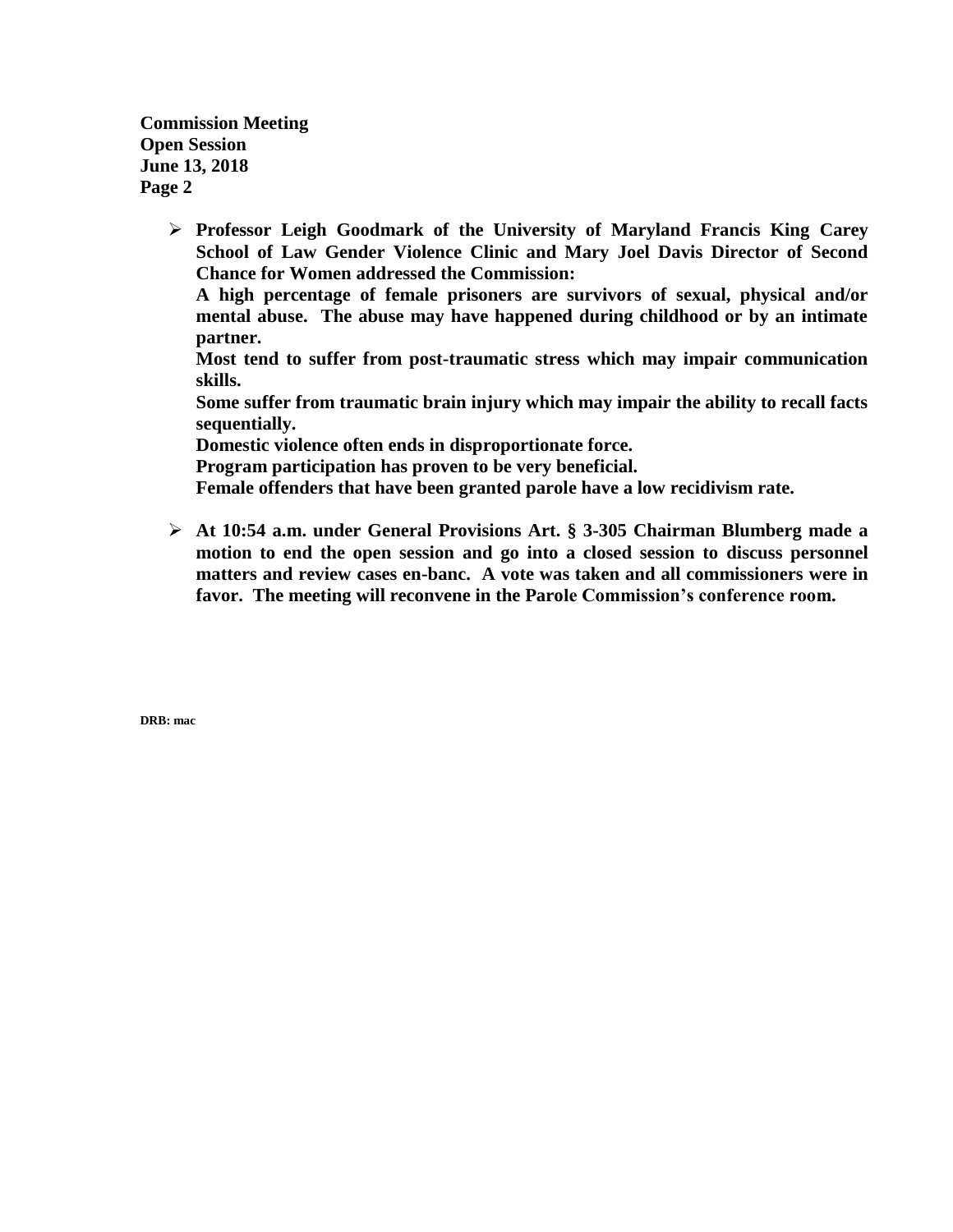- **Professor Leigh Goodmark of the University of Maryland Francis King Carey School of Law Gender Violence Clinic and Mary Joel Davis Director of Second Chance for Women addressed the Commission:**

  **A high percentage of female prisoners are survivors of sexual, physical and/or mental abuse. The abuse may have happened during childhood or by an intimate partner.**

  **Most tend to suffer from post-traumatic stress which may impair communication skills.**

  **Some suffer from traumatic brain injury which may impair the ability to recall facts sequentially.**

  **Domestic violence often ends in disproportionate force.**

  **Program participation has proven to be very beneficial.**

  **Female offenders that have been granted parole have a low recidivism rate.**

- **At 10:54 a.m. under General Provisions Art. § 3-305 Chairman Blumberg made a motion to end the open session and go into a closed session to discuss personnel matters and review cases en-banc. A vote was taken and all commissioners were in favor. The meeting will reconvene in the Parole Commission's conference room.**

**DRB: mac**